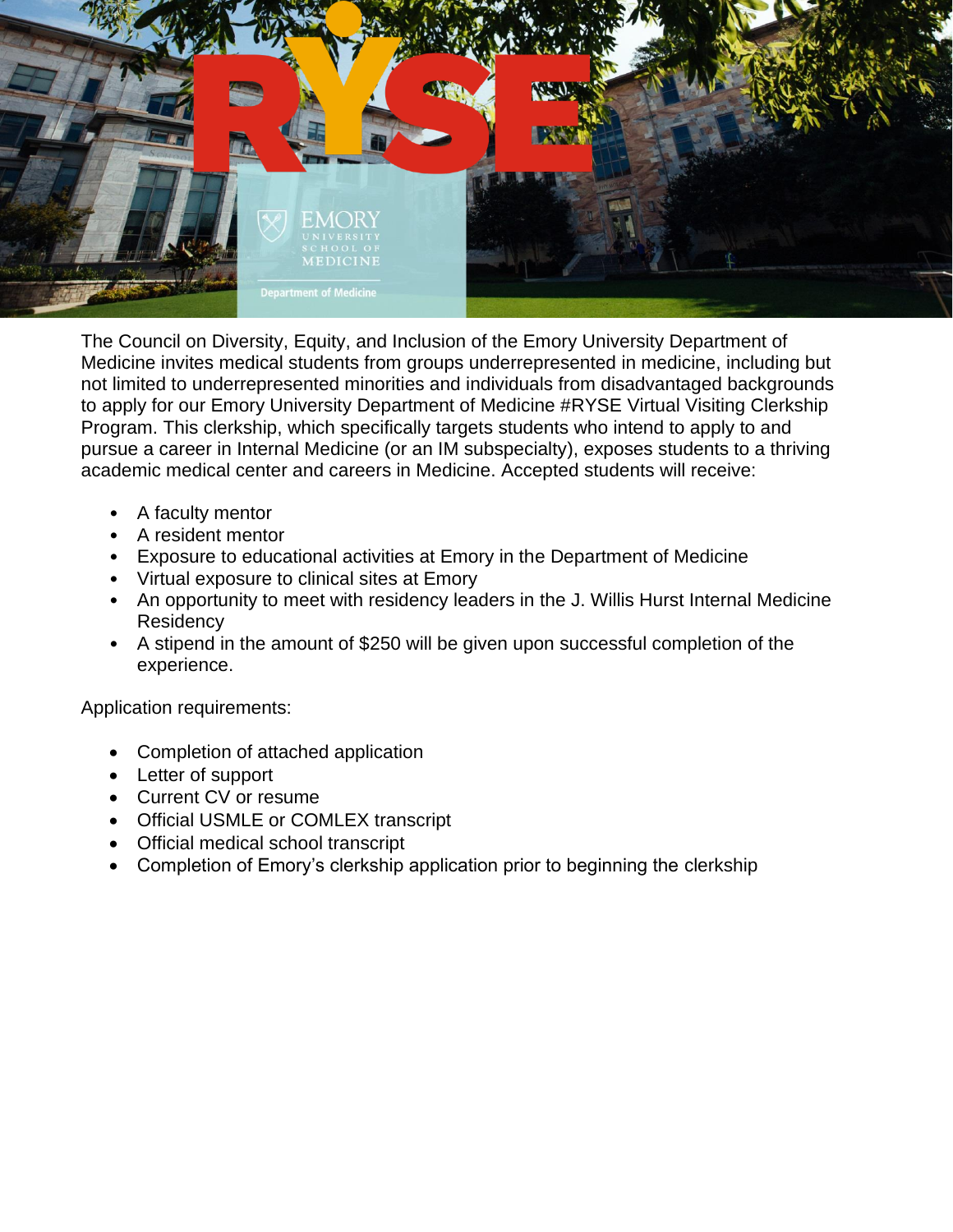The Council on Diversity, Equity, and Inclusion of the Emory University Department of Medicine invites medical students from groups underrepresented in medicine, including but not limited to underrepresented minorities and individuals from disadvantaged backgrounds to apply for our Emory University Department of Medicine #RYSE Virtual Visiting Clerkship Program. This clerkship, which specifically targets students who intend to apply to and pursue a career in Internal Medicine (or an IM subspecialty), exposes students to a thriving academic medical center and careers in Medicine. Accepted students will receive:

- A faculty mentor
- A resident mentor
- Exposure to educational activities at Emory in the Department of Medicine
- Virtual exposure to clinical sites at Emory
- An opportunity to meet with residency leaders in the J. Willis Hurst Internal Medicine Residency
- A stipend in the amount of $250 will be given upon successful completion of the experience.

Application requirements:

- Completion of attached application
- Letter of support
- Current CV or resume
- Official USMLE or COMLEX transcript
- Official medical school transcript
- Completion of Emory's clerkship application prior to beginning the clerkship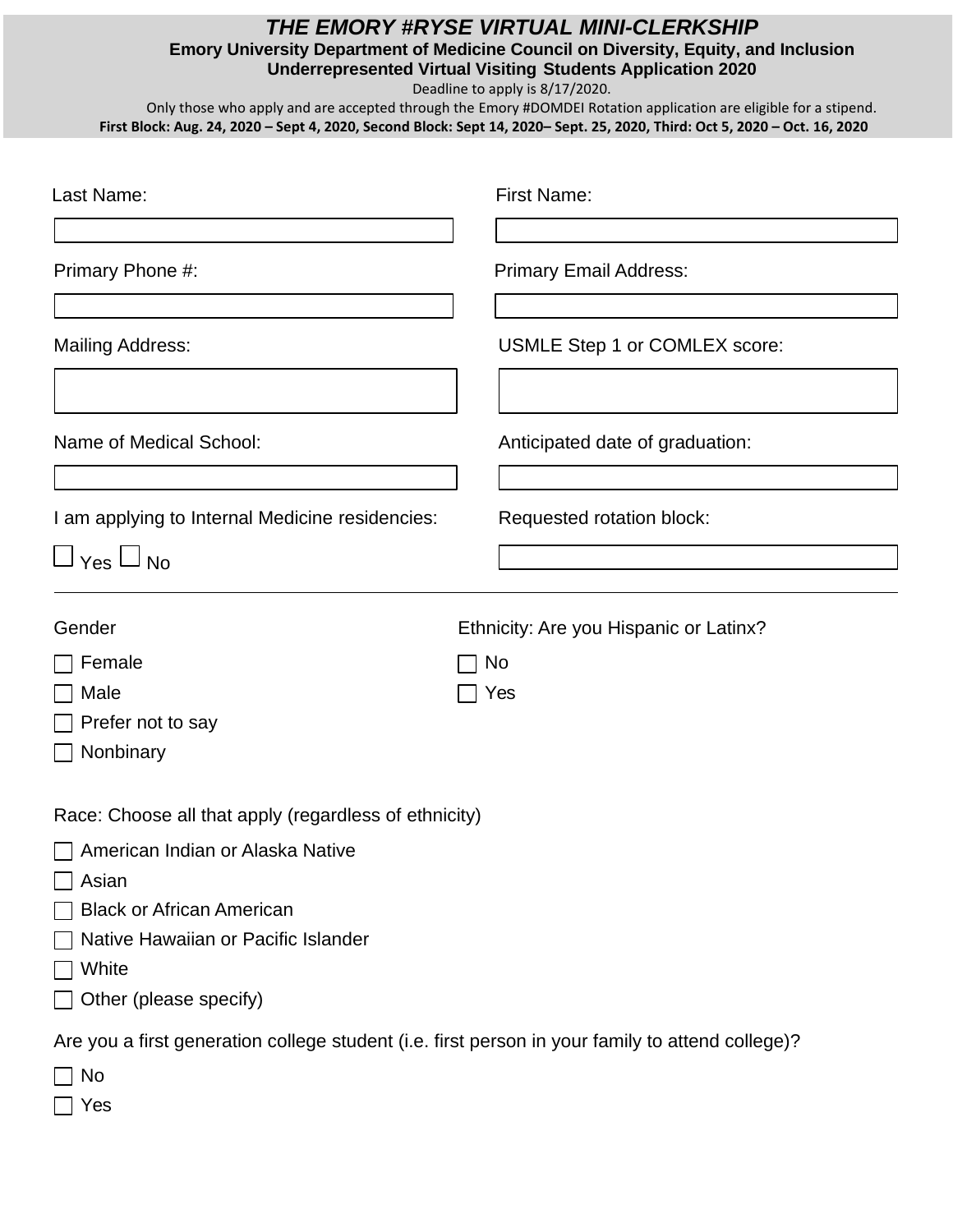# THE EMORY #RYSE VIRTUAL MINI-CLERKSHIP

**Emory University Department of Medicine Council on Diversity, Equity, and Inclusion**

**Underrepresented Virtual Visiting Students Application 2020**

Deadline to apply is 8/17/2020.

Only those who apply and are accepted through the Emory #DOMDEI Rotation application are eligible for a stipend.

**First Block: Aug. 24, 2020 – Sept 4, 2020, Second Block: Sept 14, 2020– Sept. 25, 2020, Third: Oct 5, 2020 – Oct. 16, 2020**

Last Name: ______________________

First Name: ______________________

Primary Phone #: ______________________

Primary Email Address: ______________________

Mailing Address: ______________________

USMLE Step 1 or COMLEX score: ______________________

Name of Medical School: ______________________

Anticipated date of graduation: ______________________

I am applying to Internal Medicine residencies:

☐ Yes ☐ No

Requested rotation block: ______________________

---

Gender

- ☐ Female
- ☐ Male
- ☐ Prefer not to say
- ☐ Nonbinary

Ethnicity: Are you Hispanic or Latinx?

- ☐ No
- ☐ Yes

Race: Choose all that apply (regardless of ethnicity)

- ☐ American Indian or Alaska Native
- ☐ Asian
- ☐ Black or African American
- ☐ Native Hawaiian or Pacific Islander
- ☐ White
- ☐ Other (please specify)

Are you a first generation college student (i.e. first person in your family to attend college)?

- ☐ No
- ☐ Yes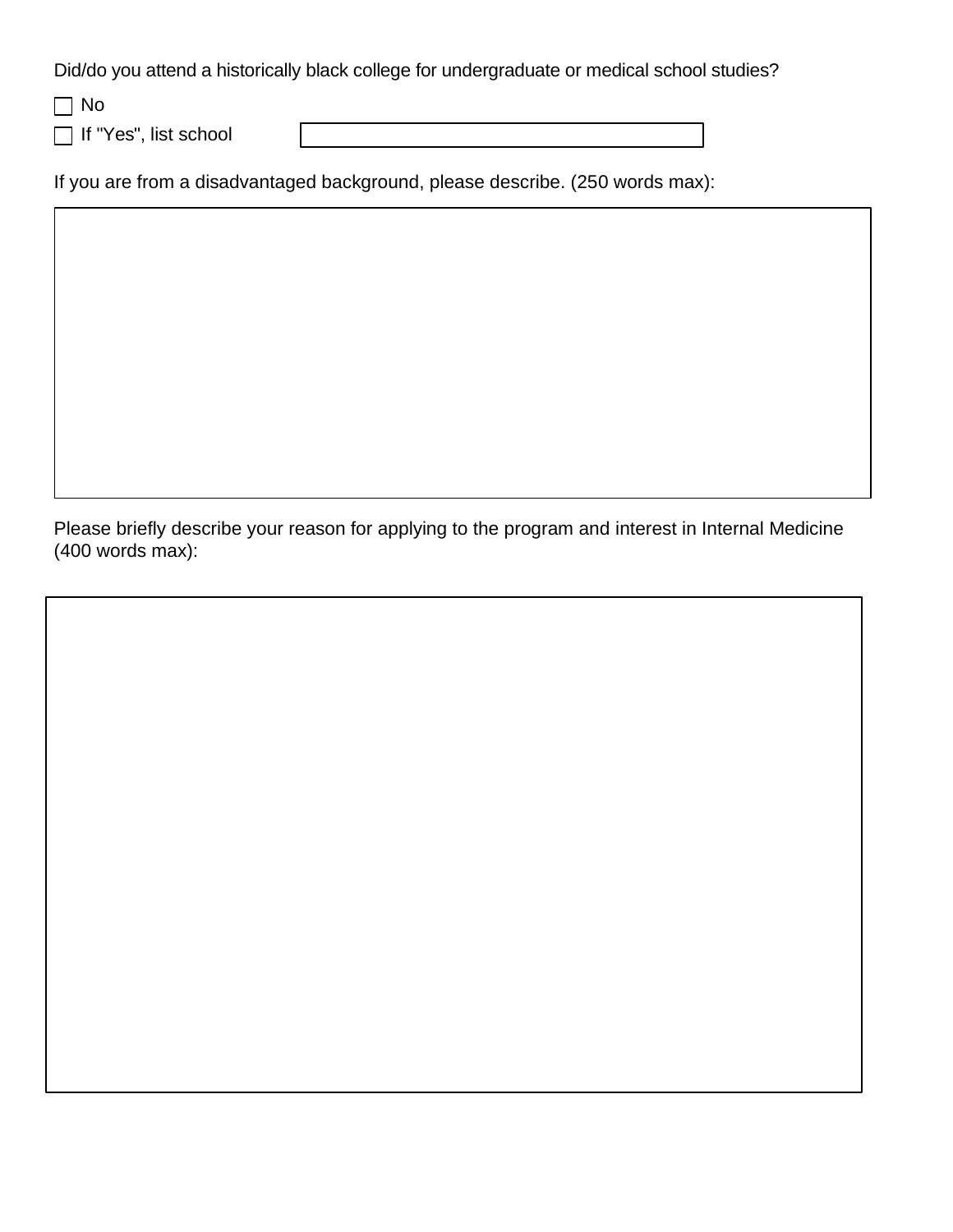Did/do you attend a historically black college for undergraduate or medical school studies?

- [ ] No
- [ ] If "Yes", list school ____________________

If you are from a disadvantaged background, please describe. (250 words max):

Please briefly describe your reason for applying to the program and interest in Internal Medicine (400 words max):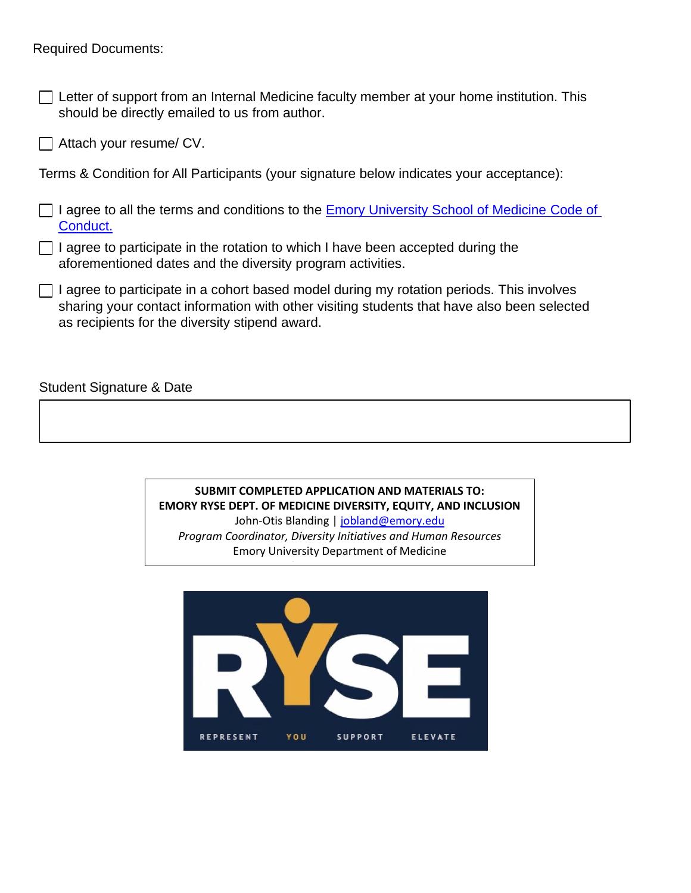Required Documents:

- [ ] Letter of support from an Internal Medicine faculty member at your home institution. This should be directly emailed to us from author.
- [ ] Attach your resume/ CV.

Terms & Condition for All Participants (your signature below indicates your acceptance):

- [ ] I agree to all the terms and conditions to the [Emory University School of Medicine Code of Conduct.]()
- [ ] I agree to participate in the rotation to which I have been accepted during the aforementioned dates and the diversity program activities.
- [ ] I agree to participate in a cohort based model during my rotation periods. This involves sharing your contact information with other visiting students that have also been selected as recipients for the diversity stipend award.

Student Signature & Date

| |
|---|
| |

**SUBMIT COMPLETED APPLICATION AND MATERIALS TO:**
**EMORY RYSE DEPT. OF MEDICINE DIVERSITY, EQUITY, AND INCLUSION**
John-Otis Blanding | jobland@emory.edu
*Program Coordinator, Diversity Initiatives and Human Resources*
Emory University Department of Medicine

RYSE

REPRESENT YOU SUPPORT ELEVATE